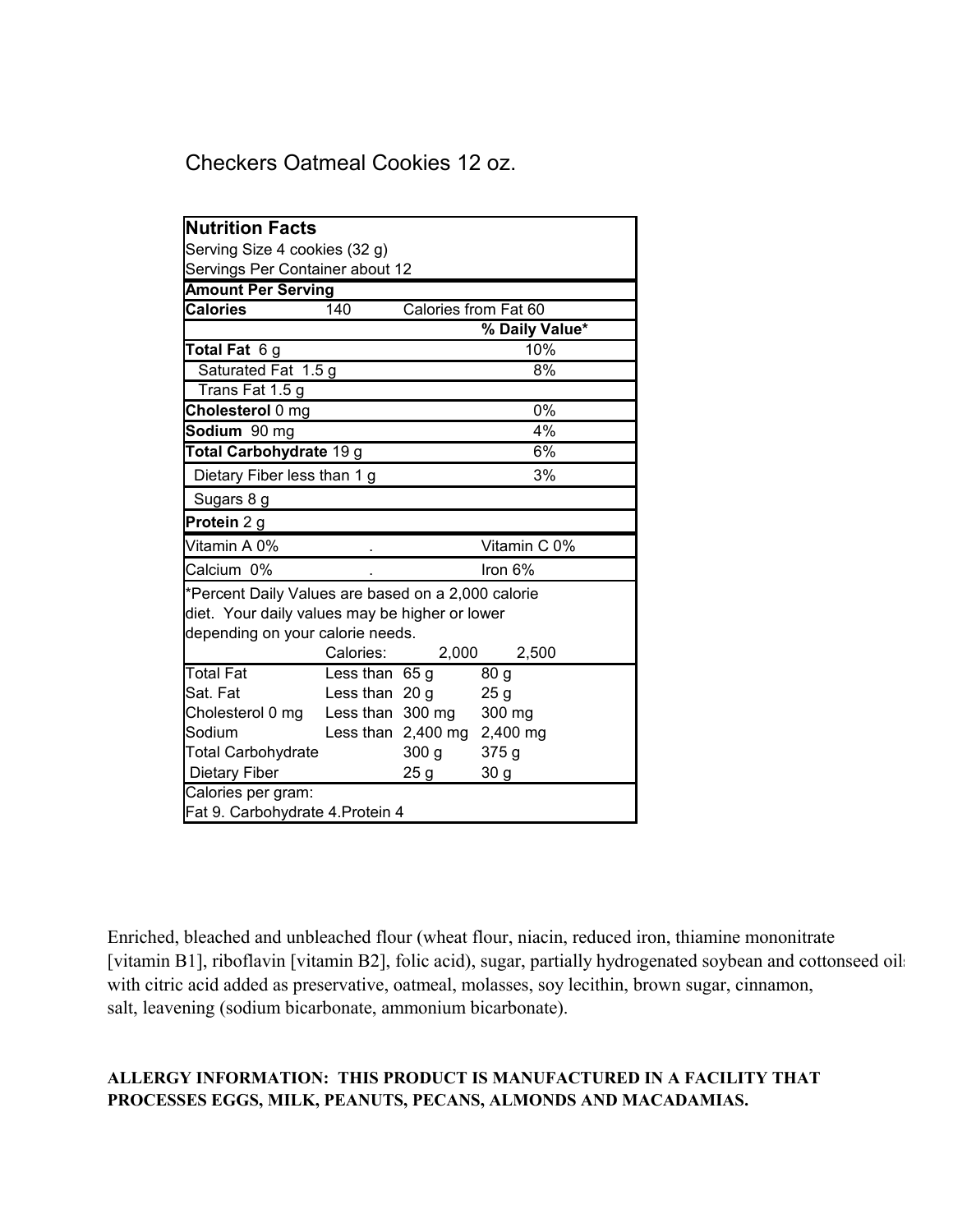# Checkers Oatmeal Cookies 12 oz.

| **Nutrition Facts** | | | |
|---|---|---|---|
| Serving Size 4 cookies (32 g) | | | |
| Servings Per Container about 12 | | | |
| **Amount Per Serving** | | | |
| **Calories** | 140 | Calories from Fat 60 | |
| | | | **% Daily Value*** |
| **Total Fat** 6 g | | | 10% |
| Saturated Fat 1.5 g | | | 8% |
| Trans Fat 1.5 g | | | |
| **Cholesterol** 0 mg | | | 0% |
| **Sodium** 90 mg | | | 4% |
| **Total Carbohydrate** 19 g | | | 6% |
| Dietary Fiber less than 1 g | | | 3% |
| Sugars 8 g | | | |
| **Protein** 2 g | | | |
| Vitamin A 0% | . | | Vitamin C 0% |
| Calcium 0% | . | | Iron 6% |
| *Percent Daily Values are based on a 2,000 calorie diet. Your daily values may be higher or lower depending on your calorie needs. | | | |
| | Calories: | 2,000 | 2,500 |
| Total Fat | Less than | 65 g | 80 g |
| Sat. Fat | Less than | 20 g | 25 g |
| Cholesterol 0 mg | Less than | 300 mg | 300 mg |
| Sodium | Less than | 2,400 mg | 2,400 mg |
| Total Carbohydrate | | 300 g | 375 g |
| Dietary Fiber | | 25 g | 30 g |
| Calories per gram: | | | |
| Fat 9. Carbohydrate 4.Protein 4 | | | |

Enriched, bleached and unbleached flour (wheat flour, niacin, reduced iron, thiamine mononitrate [vitamin B1], riboflavin [vitamin B2], folic acid), sugar, partially hydrogenated soybean and cottonseed oils with citric acid added as preservative, oatmeal, molasses, soy lecithin, brown sugar, cinnamon, salt, leavening (sodium bicarbonate, ammonium bicarbonate).

**ALLERGY INFORMATION: THIS PRODUCT IS MANUFACTURED IN A FACILITY THAT PROCESSES EGGS, MILK, PEANUTS, PECANS, ALMONDS AND MACADAMIAS.**